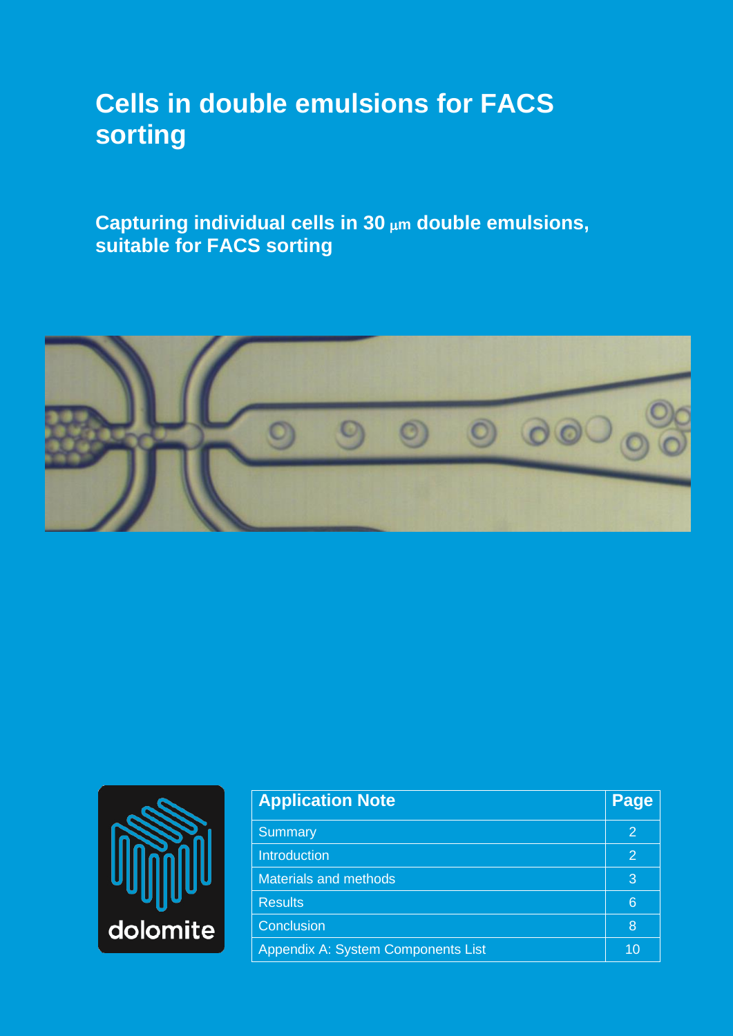# Cells in double emulsions for FACS sorting

## Capturing individual cells in 30 μm double emulsions, suitable for FACS sorting

dolomite

| Application Note | Page |
| --- | --- |
| Summary | 2 |
| Introduction | 2 |
| Materials and methods | 3 |
| Results | 6 |
| Conclusion | 8 |
| Appendix A: System Components List | 10 |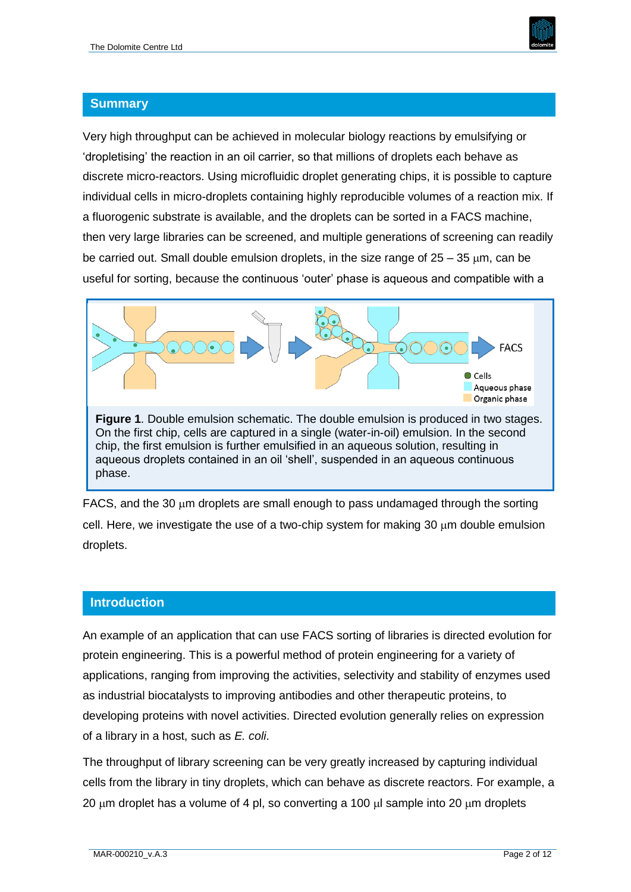## Summary

Very high throughput can be achieved in molecular biology reactions by emulsifying or 'dropletising' the reaction in an oil carrier, so that millions of droplets each behave as discrete micro-reactors. Using microfluidic droplet generating chips, it is possible to capture individual cells in micro-droplets containing highly reproducible volumes of a reaction mix. If a fluorogenic substrate is available, and the droplets can be sorted in a FACS machine, then very large libraries can be screened, and multiple generations of screening can readily be carried out. Small double emulsion droplets, in the size range of 25 – 35 μm, can be useful for sorting, because the continuous 'outer' phase is aqueous and compatible with a FACS, and the 30 μm droplets are small enough to pass undamaged through the sorting cell. Here, we investigate the use of a two-chip system for making 30 μm double emulsion droplets.

**Figure 1**. Double emulsion schematic. The double emulsion is produced in two stages. On the first chip, cells are captured in a single (water-in-oil) emulsion. In the second chip, the first emulsion is further emulsified in an aqueous solution, resulting in aqueous droplets contained in an oil 'shell', suspended in an aqueous continuous phase.

## Introduction

An example of an application that can use FACS sorting of libraries is directed evolution for protein engineering. This is a powerful method of protein engineering for a variety of applications, ranging from improving the activities, selectivity and stability of enzymes used as industrial biocatalysts to improving antibodies and other therapeutic proteins, to developing proteins with novel activities. Directed evolution generally relies on expression of a library in a host, such as *E. coli*.

The throughput of library screening can be very greatly increased by capturing individual cells from the library in tiny droplets, which can behave as discrete reactors. For example, a 20 μm droplet has a volume of 4 pl, so converting a 100 μl sample into 20 μm droplets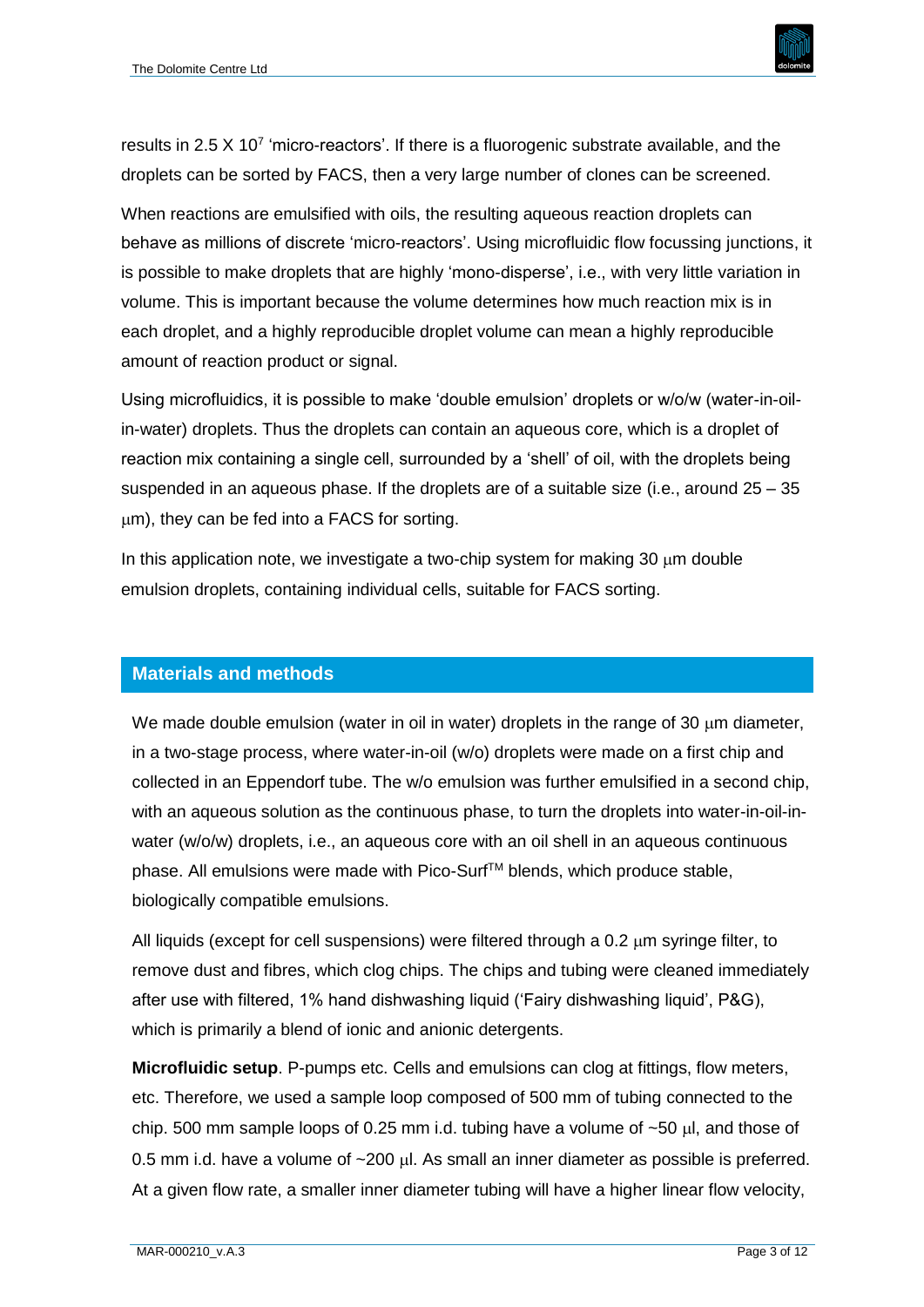results in 2.5 X $10^7$ 'micro-reactors'. If there is a fluorogenic substrate available, and the droplets can be sorted by FACS, then a very large number of clones can be screened.

When reactions are emulsified with oils, the resulting aqueous reaction droplets can behave as millions of discrete 'micro-reactors'. Using microfluidic flow focussing junctions, it is possible to make droplets that are highly 'mono-disperse', i.e., with very little variation in volume. This is important because the volume determines how much reaction mix is in each droplet, and a highly reproducible droplet volume can mean a highly reproducible amount of reaction product or signal.

Using microfluidics, it is possible to make 'double emulsion' droplets or w/o/w (water-in-oil-in-water) droplets. Thus the droplets can contain an aqueous core, which is a droplet of reaction mix containing a single cell, surrounded by a 'shell' of oil, with the droplets being suspended in an aqueous phase. If the droplets are of a suitable size (i.e., around 25 – 35 μm), they can be fed into a FACS for sorting.

In this application note, we investigate a two-chip system for making 30 μm double emulsion droplets, containing individual cells, suitable for FACS sorting.

## Materials and methods

We made double emulsion (water in oil in water) droplets in the range of 30 μm diameter, in a two-stage process, where water-in-oil (w/o) droplets were made on a first chip and collected in an Eppendorf tube. The w/o emulsion was further emulsified in a second chip, with an aqueous solution as the continuous phase, to turn the droplets into water-in-oil-in-water (w/o/w) droplets, i.e., an aqueous core with an oil shell in an aqueous continuous phase. All emulsions were made with Pico-Surf™ blends, which produce stable, biologically compatible emulsions.

All liquids (except for cell suspensions) were filtered through a 0.2 μm syringe filter, to remove dust and fibres, which clog chips. The chips and tubing were cleaned immediately after use with filtered, 1% hand dishwashing liquid ('Fairy dishwashing liquid', P&G), which is primarily a blend of ionic and anionic detergents.

**Microfluidic setup**. P-pumps etc. Cells and emulsions can clog at fittings, flow meters, etc. Therefore, we used a sample loop composed of 500 mm of tubing connected to the chip. 500 mm sample loops of 0.25 mm i.d. tubing have a volume of ~50 μl, and those of 0.5 mm i.d. have a volume of ~200 μl. As small an inner diameter as possible is preferred. At a given flow rate, a smaller inner diameter tubing will have a higher linear flow velocity,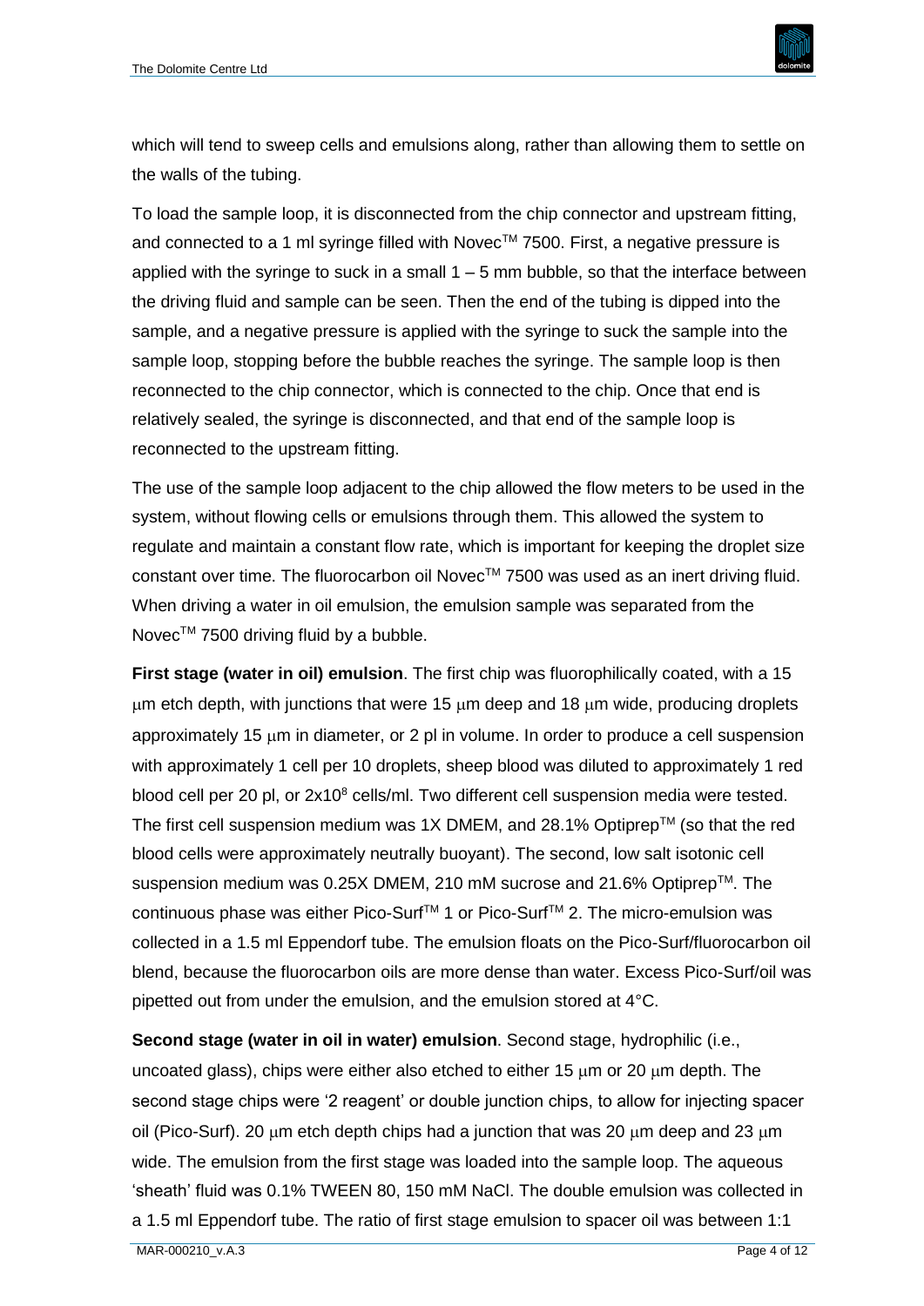which will tend to sweep cells and emulsions along, rather than allowing them to settle on the walls of the tubing.

To load the sample loop, it is disconnected from the chip connector and upstream fitting, and connected to a 1 ml syringe filled with Novec™ 7500. First, a negative pressure is applied with the syringe to suck in a small 1 – 5 mm bubble, so that the interface between the driving fluid and sample can be seen. Then the end of the tubing is dipped into the sample, and a negative pressure is applied with the syringe to suck the sample into the sample loop, stopping before the bubble reaches the syringe. The sample loop is then reconnected to the chip connector, which is connected to the chip. Once that end is relatively sealed, the syringe is disconnected, and that end of the sample loop is reconnected to the upstream fitting.

The use of the sample loop adjacent to the chip allowed the flow meters to be used in the system, without flowing cells or emulsions through them. This allowed the system to regulate and maintain a constant flow rate, which is important for keeping the droplet size constant over time. The fluorocarbon oil Novec™ 7500 was used as an inert driving fluid. When driving a water in oil emulsion, the emulsion sample was separated from the Novec™ 7500 driving fluid by a bubble.

**First stage (water in oil) emulsion**. The first chip was fluorophilically coated, with a 15 μm etch depth, with junctions that were 15 μm deep and 18 μm wide, producing droplets approximately 15 μm in diameter, or 2 pl in volume. In order to produce a cell suspension with approximately 1 cell per 10 droplets, sheep blood was diluted to approximately 1 red blood cell per 20 pl, or $2x10^8$ cells/ml. Two different cell suspension media were tested. The first cell suspension medium was 1X DMEM, and 28.1% Optiprep™ (so that the red blood cells were approximately neutrally buoyant). The second, low salt isotonic cell suspension medium was 0.25X DMEM, 210 mM sucrose and 21.6% Optiprep™. The continuous phase was either Pico-Surf™ 1 or Pico-Surf™ 2. The micro-emulsion was collected in a 1.5 ml Eppendorf tube. The emulsion floats on the Pico-Surf/fluorocarbon oil blend, because the fluorocarbon oils are more dense than water. Excess Pico-Surf/oil was pipetted out from under the emulsion, and the emulsion stored at 4°C.

**Second stage (water in oil in water) emulsion**. Second stage, hydrophilic (i.e., uncoated glass), chips were either also etched to either 15 μm or 20 μm depth. The second stage chips were '2 reagent' or double junction chips, to allow for injecting spacer oil (Pico-Surf). 20 μm etch depth chips had a junction that was 20 μm deep and 23 μm wide. The emulsion from the first stage was loaded into the sample loop. The aqueous 'sheath' fluid was 0.1% TWEEN 80, 150 mM NaCl. The double emulsion was collected in a 1.5 ml Eppendorf tube. The ratio of first stage emulsion to spacer oil was between 1:1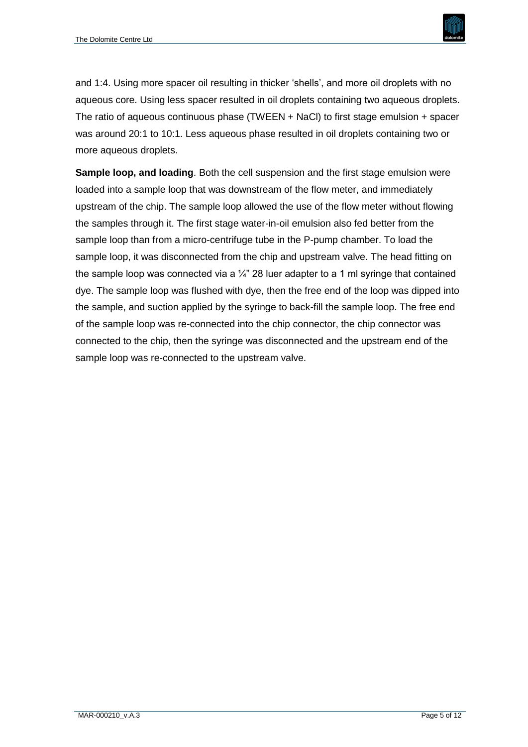and 1:4. Using more spacer oil resulting in thicker ‘shells’, and more oil droplets with no aqueous core. Using less spacer resulted in oil droplets containing two aqueous droplets. The ratio of aqueous continuous phase (TWEEN + NaCl) to first stage emulsion + spacer was around 20:1 to 10:1. Less aqueous phase resulted in oil droplets containing two or more aqueous droplets.

**Sample loop, and loading**. Both the cell suspension and the first stage emulsion were loaded into a sample loop that was downstream of the flow meter, and immediately upstream of the chip. The sample loop allowed the use of the flow meter without flowing the samples through it. The first stage water-in-oil emulsion also fed better from the sample loop than from a micro-centrifuge tube in the P-pump chamber. To load the sample loop, it was disconnected from the chip and upstream valve. The head fitting on the sample loop was connected via a ¼” 28 luer adapter to a 1 ml syringe that contained dye. The sample loop was flushed with dye, then the free end of the loop was dipped into the sample, and suction applied by the syringe to back-fill the sample loop. The free end of the sample loop was re-connected into the chip connector, the chip connector was connected to the chip, then the syringe was disconnected and the upstream end of the sample loop was re-connected to the upstream valve.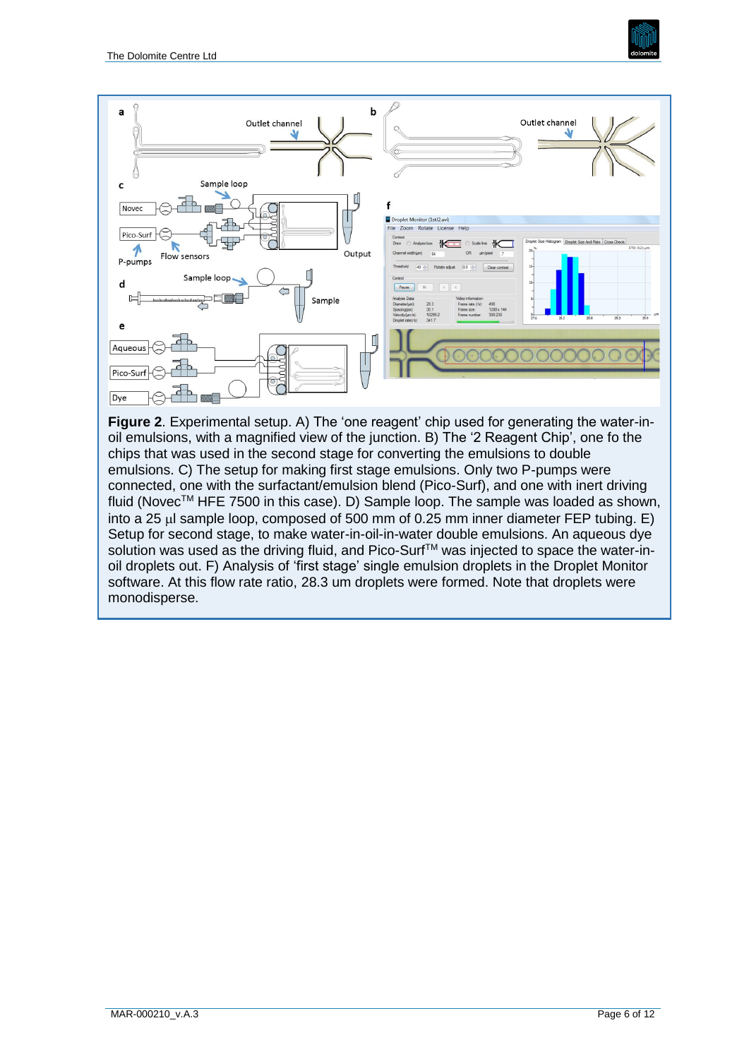**Figure 2**. Experimental setup. A) The 'one reagent' chip used for generating the water-in-oil emulsions, with a magnified view of the junction. B) The '2 Reagent Chip', one fo the chips that was used in the second stage for converting the emulsions to double emulsions. C) The setup for making first stage emulsions. Only two P-pumps were connected, one with the surfactant/emulsion blend (Pico-Surf), and one with inert driving fluid (Novec$^{TM}$ HFE 7500 in this case). D) Sample loop. The sample was loaded as shown, into a 25 μl sample loop, composed of 500 mm of 0.25 mm inner diameter FEP tubing. E) Setup for second stage, to make water-in-oil-in-water double emulsions. An aqueous dye solution was used as the driving fluid, and Pico-Surf$^{TM}$ was injected to space the water-in-oil droplets out. F) Analysis of 'first stage' single emulsion droplets in the Droplet Monitor software. At this flow rate ratio, 28.3 um droplets were formed. Note that droplets were monodisperse.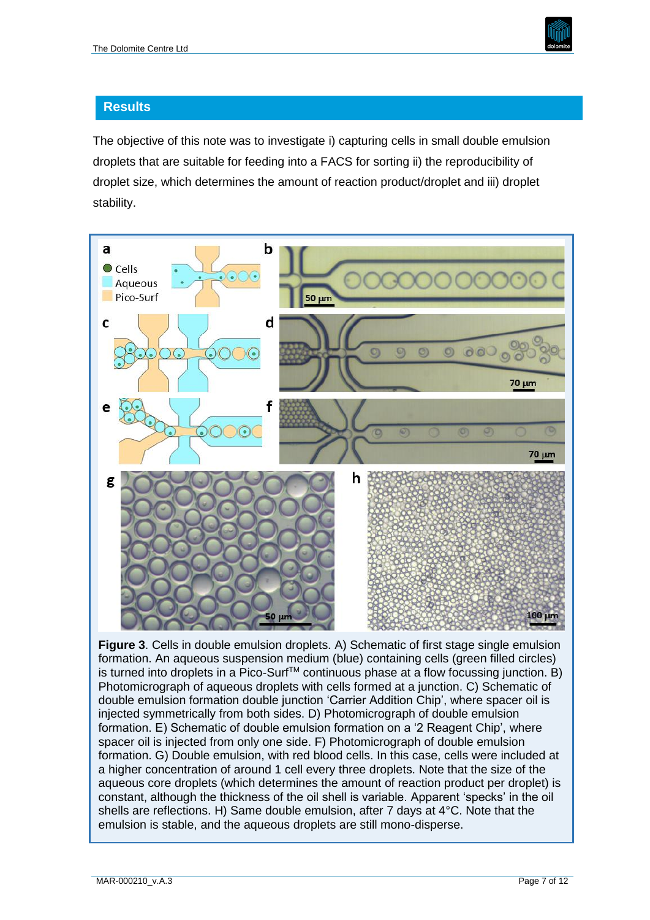## Results

The objective of this note was to investigate i) capturing cells in small double emulsion droplets that are suitable for feeding into a FACS for sorting ii) the reproducibility of droplet size, which determines the amount of reaction product/droplet and iii) droplet stability.

**Figure 3**. Cells in double emulsion droplets. A) Schematic of first stage single emulsion formation. An aqueous suspension medium (blue) containing cells (green filled circles) is turned into droplets in a Pico-Surf™ continuous phase at a flow focussing junction. B) Photomicrograph of aqueous droplets with cells formed at a junction. C) Schematic of double emulsion formation double junction 'Carrier Addition Chip', where spacer oil is injected symmetrically from both sides. D) Photomicrograph of double emulsion formation. E) Schematic of double emulsion formation on a '2 Reagent Chip', where spacer oil is injected from only one side. F) Photomicrograph of double emulsion formation. G) Double emulsion, with red blood cells. In this case, cells were included at a higher concentration of around 1 cell every three droplets. Note that the size of the aqueous core droplets (which determines the amount of reaction product per droplet) is constant, although the thickness of the oil shell is variable. Apparent 'specks' in the oil shells are reflections. H) Same double emulsion, after 7 days at 4°C. Note that the emulsion is stable, and the aqueous droplets are still mono-disperse.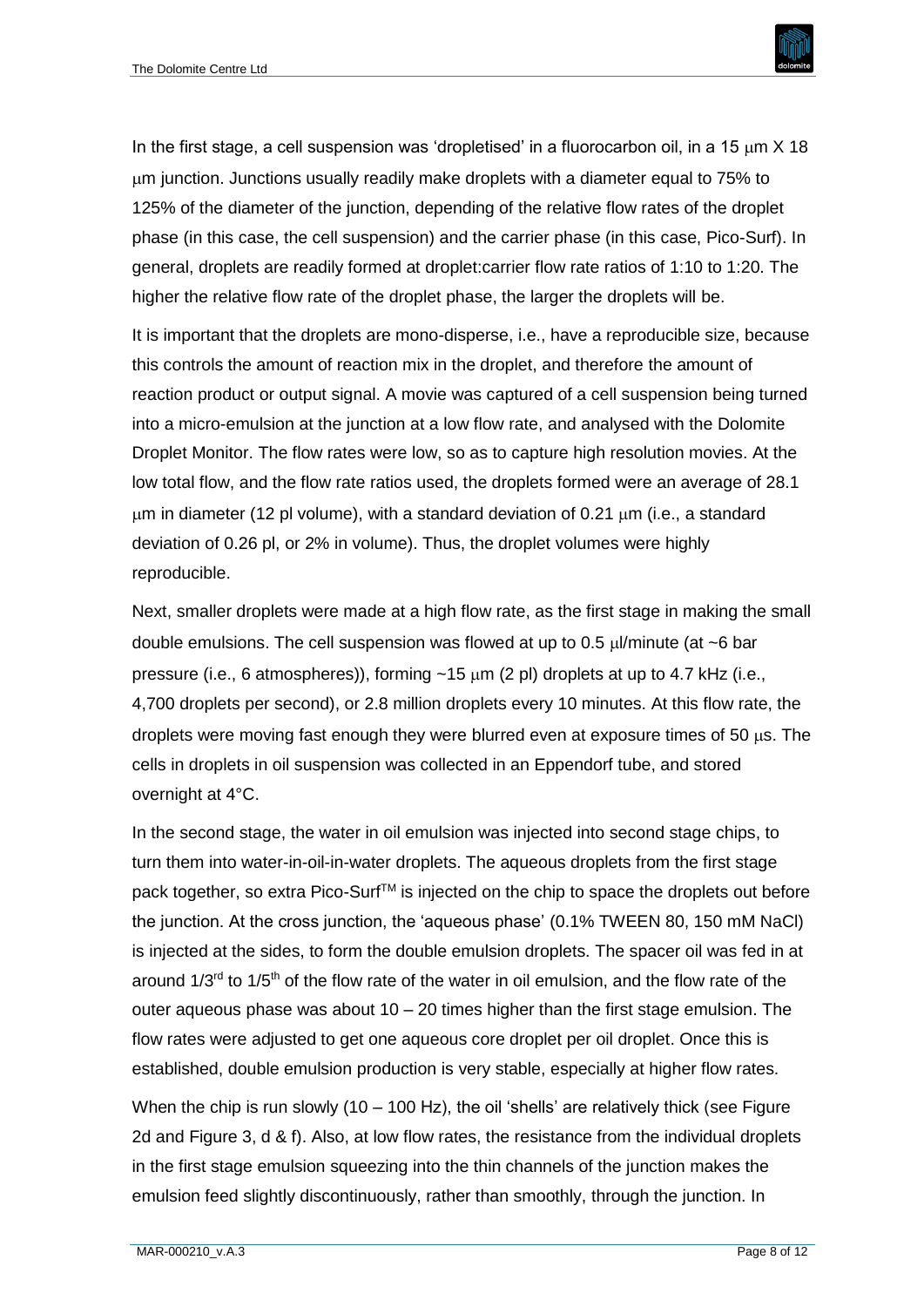In the first stage, a cell suspension was 'dropletised' in a fluorocarbon oil, in a 15 μm X 18 μm junction. Junctions usually readily make droplets with a diameter equal to 75% to 125% of the diameter of the junction, depending of the relative flow rates of the droplet phase (in this case, the cell suspension) and the carrier phase (in this case, Pico-Surf). In general, droplets are readily formed at droplet:carrier flow rate ratios of 1:10 to 1:20. The higher the relative flow rate of the droplet phase, the larger the droplets will be.

It is important that the droplets are mono-disperse, i.e., have a reproducible size, because this controls the amount of reaction mix in the droplet, and therefore the amount of reaction product or output signal. A movie was captured of a cell suspension being turned into a micro-emulsion at the junction at a low flow rate, and analysed with the Dolomite Droplet Monitor. The flow rates were low, so as to capture high resolution movies. At the low total flow, and the flow rate ratios used, the droplets formed were an average of 28.1 μm in diameter (12 pl volume), with a standard deviation of 0.21 μm (i.e., a standard deviation of 0.26 pl, or 2% in volume). Thus, the droplet volumes were highly reproducible.

Next, smaller droplets were made at a high flow rate, as the first stage in making the small double emulsions. The cell suspension was flowed at up to 0.5 μl/minute (at ~6 bar pressure (i.e., 6 atmospheres)), forming ~15 μm (2 pl) droplets at up to 4.7 kHz (i.e., 4,700 droplets per second), or 2.8 million droplets every 10 minutes. At this flow rate, the droplets were moving fast enough they were blurred even at exposure times of 50 μs. The cells in droplets in oil suspension was collected in an Eppendorf tube, and stored overnight at 4°C.

In the second stage, the water in oil emulsion was injected into second stage chips, to turn them into water-in-oil-in-water droplets. The aqueous droplets from the first stage pack together, so extra Pico-Surf™ is injected on the chip to space the droplets out before the junction. At the cross junction, the 'aqueous phase' (0.1% TWEEN 80, 150 mM NaCl) is injected at the sides, to form the double emulsion droplets. The spacer oil was fed in at around 1/3rd to 1/5th of the flow rate of the water in oil emulsion, and the flow rate of the outer aqueous phase was about 10 – 20 times higher than the first stage emulsion. The flow rates were adjusted to get one aqueous core droplet per oil droplet. Once this is established, double emulsion production is very stable, especially at higher flow rates.

When the chip is run slowly (10 – 100 Hz), the oil 'shells' are relatively thick (see Figure 2d and Figure 3, d & f). Also, at low flow rates, the resistance from the individual droplets in the first stage emulsion squeezing into the thin channels of the junction makes the emulsion feed slightly discontinuously, rather than smoothly, through the junction. In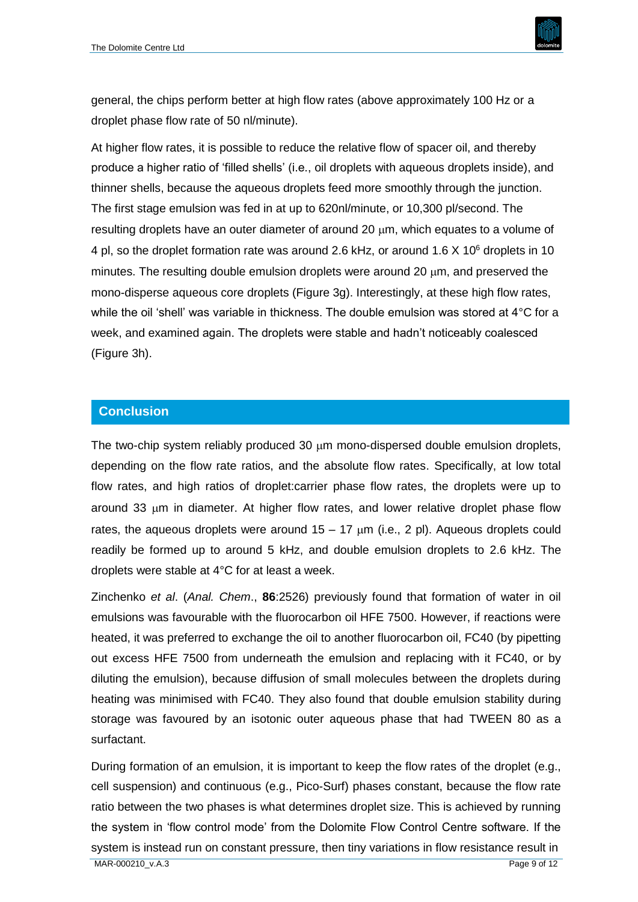general, the chips perform better at high flow rates (above approximately 100 Hz or a droplet phase flow rate of 50 nl/minute).

At higher flow rates, it is possible to reduce the relative flow of spacer oil, and thereby produce a higher ratio of 'filled shells' (i.e., oil droplets with aqueous droplets inside), and thinner shells, because the aqueous droplets feed more smoothly through the junction. The first stage emulsion was fed in at up to 620nl/minute, or 10,300 pl/second. The resulting droplets have an outer diameter of around 20 μm, which equates to a volume of 4 pl, so the droplet formation rate was around 2.6 kHz, or around 1.6 X $10^6$ droplets in 10 minutes. The resulting double emulsion droplets were around 20 μm, and preserved the mono-disperse aqueous core droplets (Figure 3g). Interestingly, at these high flow rates, while the oil 'shell' was variable in thickness. The double emulsion was stored at 4°C for a week, and examined again. The droplets were stable and hadn't noticeably coalesced (Figure 3h).

## Conclusion

The two-chip system reliably produced 30 μm mono-dispersed double emulsion droplets, depending on the flow rate ratios, and the absolute flow rates. Specifically, at low total flow rates, and high ratios of droplet:carrier phase flow rates, the droplets were up to around 33 μm in diameter. At higher flow rates, and lower relative droplet phase flow rates, the aqueous droplets were around 15 – 17 μm (i.e., 2 pl). Aqueous droplets could readily be formed up to around 5 kHz, and double emulsion droplets to 2.6 kHz. The droplets were stable at 4°C for at least a week.

Zinchenko *et al*. (*Anal. Chem*., **86**:2526) previously found that formation of water in oil emulsions was favourable with the fluorocarbon oil HFE 7500. However, if reactions were heated, it was preferred to exchange the oil to another fluorocarbon oil, FC40 (by pipetting out excess HFE 7500 from underneath the emulsion and replacing with it FC40, or by diluting the emulsion), because diffusion of small molecules between the droplets during heating was minimised with FC40. They also found that double emulsion stability during storage was favoured by an isotonic outer aqueous phase that had TWEEN 80 as a surfactant.

During formation of an emulsion, it is important to keep the flow rates of the droplet (e.g., cell suspension) and continuous (e.g., Pico-Surf) phases constant, because the flow rate ratio between the two phases is what determines droplet size. This is achieved by running the system in 'flow control mode' from the Dolomite Flow Control Centre software. If the system is instead run on constant pressure, then tiny variations in flow resistance result in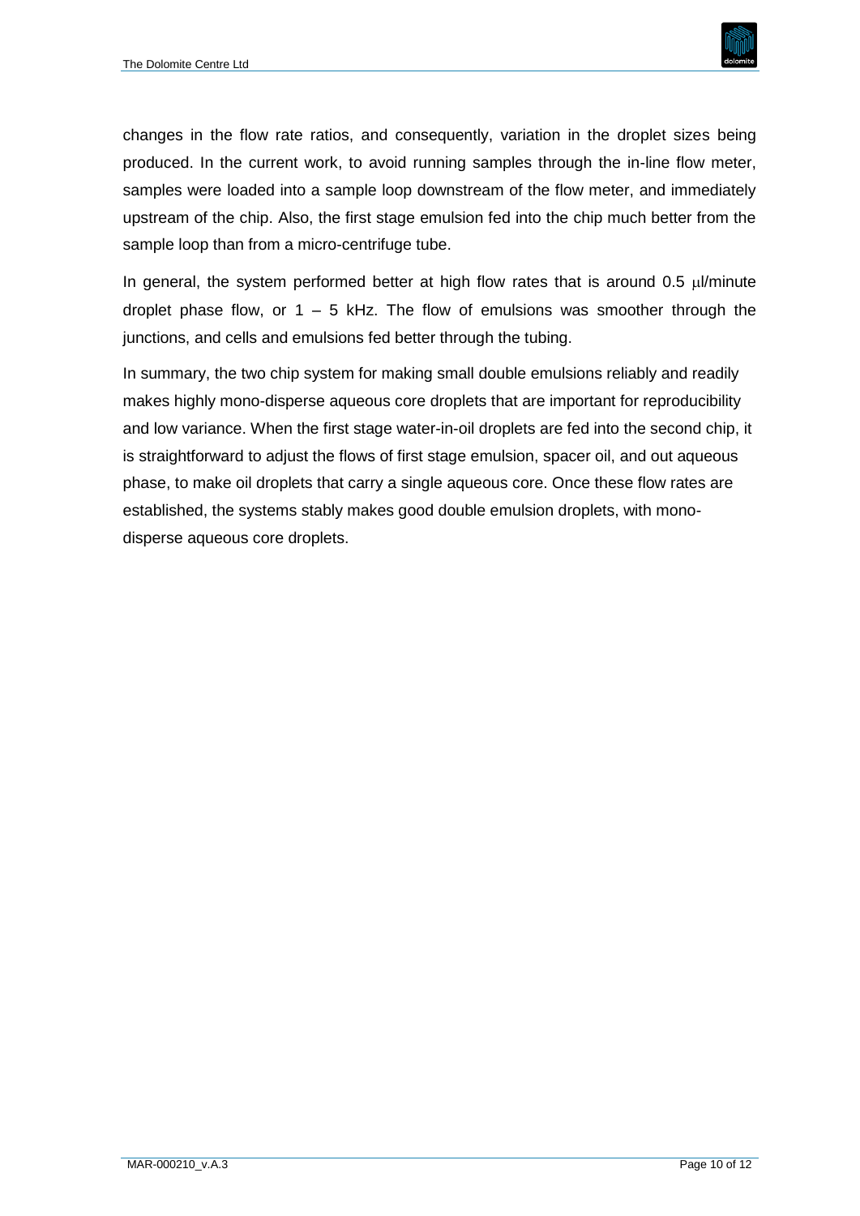changes in the flow rate ratios, and consequently, variation in the droplet sizes being produced. In the current work, to avoid running samples through the in-line flow meter, samples were loaded into a sample loop downstream of the flow meter, and immediately upstream of the chip. Also, the first stage emulsion fed into the chip much better from the sample loop than from a micro-centrifuge tube.

In general, the system performed better at high flow rates that is around 0.5 μl/minute droplet phase flow, or 1 – 5 kHz. The flow of emulsions was smoother through the junctions, and cells and emulsions fed better through the tubing.

In summary, the two chip system for making small double emulsions reliably and readily makes highly mono-disperse aqueous core droplets that are important for reproducibility and low variance. When the first stage water-in-oil droplets are fed into the second chip, it is straightforward to adjust the flows of first stage emulsion, spacer oil, and out aqueous phase, to make oil droplets that carry a single aqueous core. Once these flow rates are established, the systems stably makes good double emulsion droplets, with mono-disperse aqueous core droplets.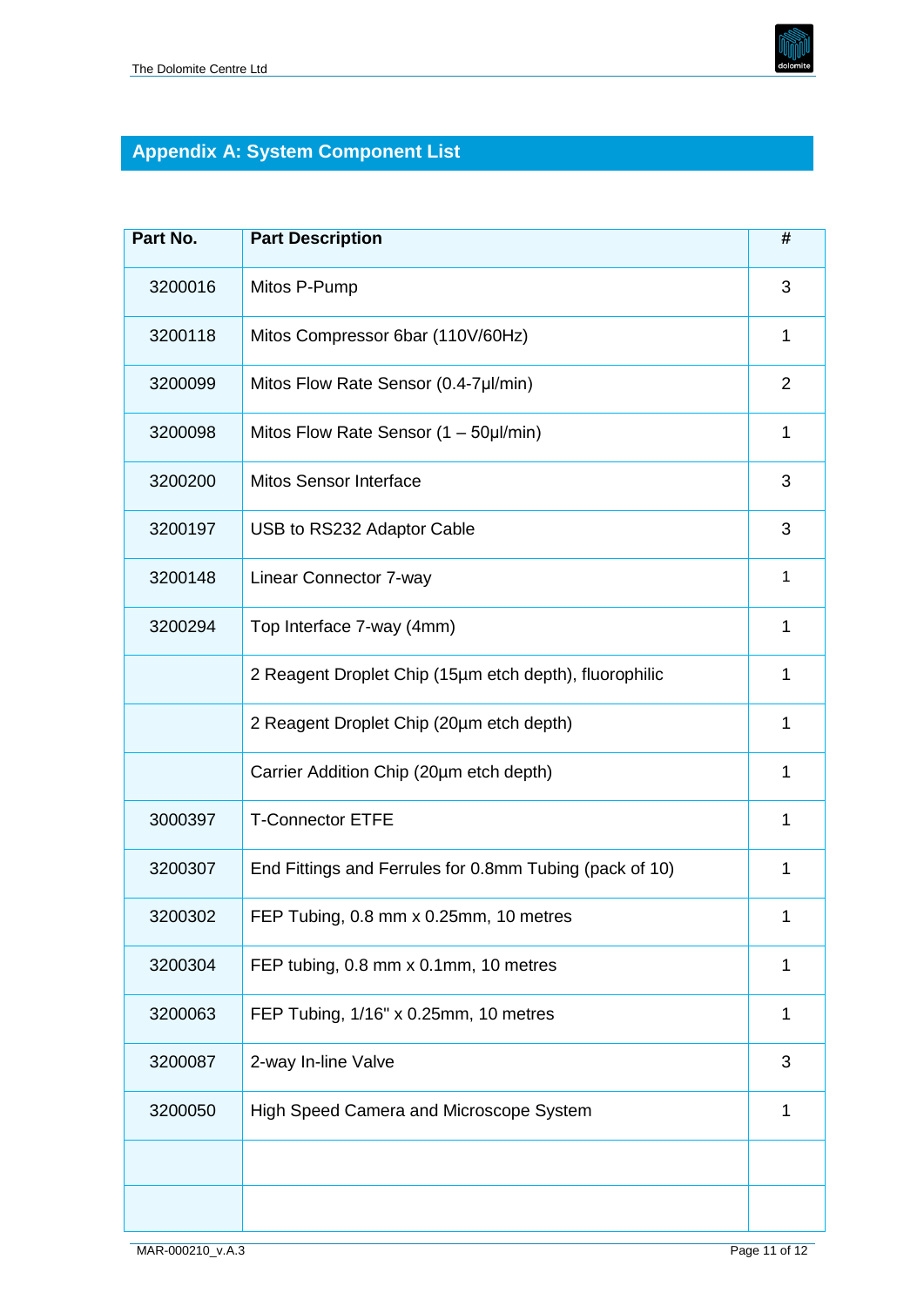## Appendix A: System Component List

| Part No. | Part Description | # |
|---|---|---|
| 3200016 | Mitos P-Pump | 3 |
| 3200118 | Mitos Compressor 6bar (110V/60Hz) | 1 |
| 3200099 | Mitos Flow Rate Sensor (0.4-7µl/min) | 2 |
| 3200098 | Mitos Flow Rate Sensor (1 – 50µl/min) | 1 |
| 3200200 | Mitos Sensor Interface | 3 |
| 3200197 | USB to RS232 Adaptor Cable | 3 |
| 3200148 | Linear Connector 7-way | 1 |
| 3200294 | Top Interface 7-way (4mm) | 1 |
| | 2 Reagent Droplet Chip (15µm etch depth), fluorophilic | 1 |
| | 2 Reagent Droplet Chip (20µm etch depth) | 1 |
| | Carrier Addition Chip (20µm etch depth) | 1 |
| 3000397 | T-Connector ETFE | 1 |
| 3200307 | End Fittings and Ferrules for 0.8mm Tubing (pack of 10) | 1 |
| 3200302 | FEP Tubing, 0.8 mm x 0.25mm, 10 metres | 1 |
| 3200304 | FEP tubing, 0.8 mm x 0.1mm, 10 metres | 1 |
| 3200063 | FEP Tubing, 1/16" x 0.25mm, 10 metres | 1 |
| 3200087 | 2-way In-line Valve | 3 |
| 3200050 | High Speed Camera and Microscope System | 1 |
| | | |
| | | |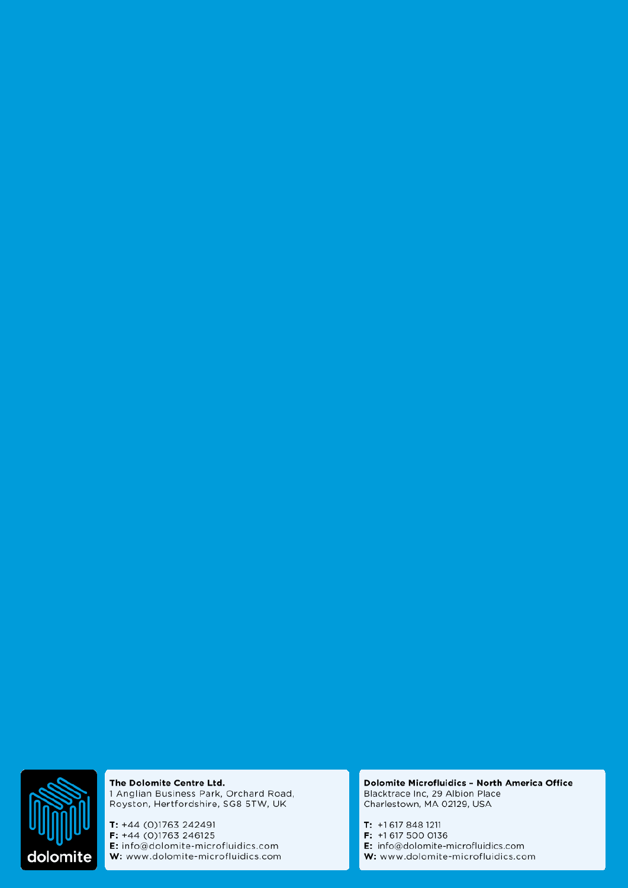dolomite

**The Dolomite Centre Ltd.**
1 Anglian Business Park, Orchard Road,
Royston, Hertfordshire, SG8 5TW, UK

**T:** +44 (0)1763 242491
**F:** +44 (0)1763 246125
**E:** info@dolomite-microfluidics.com
**W:** www.dolomite-microfluidics.com

**Dolomite Microfluidics – North America Office**
Blacktrace Inc, 29 Albion Place
Charlestown, MA 02129, USA

**T:** +1 617 848 1211
**F:** +1 617 500 0136
**E:** info@dolomite-microfluidics.com
**W:** www.dolomite-microfluidics.com